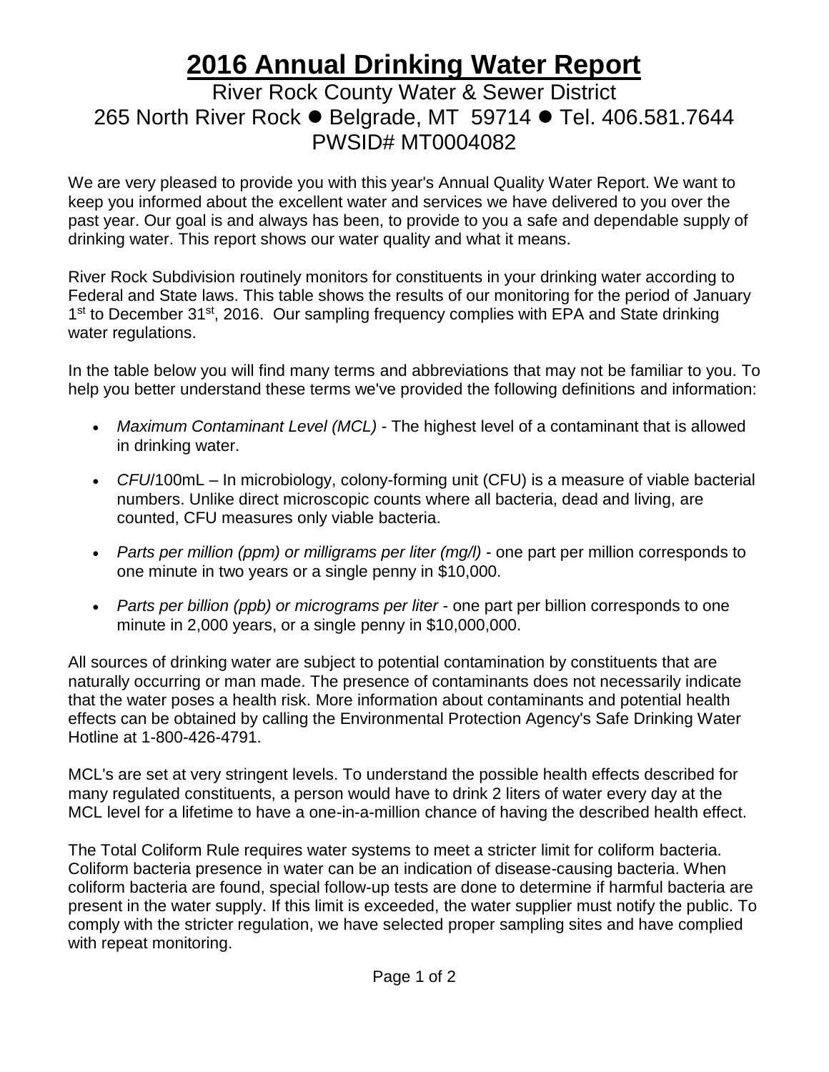# 2016 Annual Drinking Water Report

River Rock County Water & Sewer District
265 North River Rock ● Belgrade, MT 59714 ● Tel. 406.581.7644
PWSID# MT0004082

We are very pleased to provide you with this year's Annual Quality Water Report. We want to keep you informed about the excellent water and services we have delivered to you over the past year. Our goal is and always has been, to provide to you a safe and dependable supply of drinking water. This report shows our water quality and what it means.

River Rock Subdivision routinely monitors for constituents in your drinking water according to Federal and State laws. This table shows the results of our monitoring for the period of January 1st to December 31st, 2016. Our sampling frequency complies with EPA and State drinking water regulations.

In the table below you will find many terms and abbreviations that may not be familiar to you. To help you better understand these terms we've provided the following definitions and information:

- *Maximum Contaminant Level (MCL)* - The highest level of a contaminant that is allowed in drinking water.
- *CFU*/100mL – In microbiology, colony-forming unit (CFU) is a measure of viable bacterial numbers. Unlike direct microscopic counts where all bacteria, dead and living, are counted, CFU measures only viable bacteria.
- *Parts per million (ppm) or milligrams per liter (mg/l)* - one part per million corresponds to one minute in two years or a single penny in $10,000.
- *Parts per billion (ppb) or micrograms per liter* - one part per billion corresponds to one minute in 2,000 years, or a single penny in $10,000,000.

All sources of drinking water are subject to potential contamination by constituents that are naturally occurring or man made. The presence of contaminants does not necessarily indicate that the water poses a health risk. More information about contaminants and potential health effects can be obtained by calling the Environmental Protection Agency's Safe Drinking Water Hotline at 1-800-426-4791.

MCL's are set at very stringent levels. To understand the possible health effects described for many regulated constituents, a person would have to drink 2 liters of water every day at the MCL level for a lifetime to have a one-in-a-million chance of having the described health effect.

The Total Coliform Rule requires water systems to meet a stricter limit for coliform bacteria. Coliform bacteria presence in water can be an indication of disease-causing bacteria. When coliform bacteria are found, special follow-up tests are done to determine if harmful bacteria are present in the water supply. If this limit is exceeded, the water supplier must notify the public. To comply with the stricter regulation, we have selected proper sampling sites and have complied with repeat monitoring.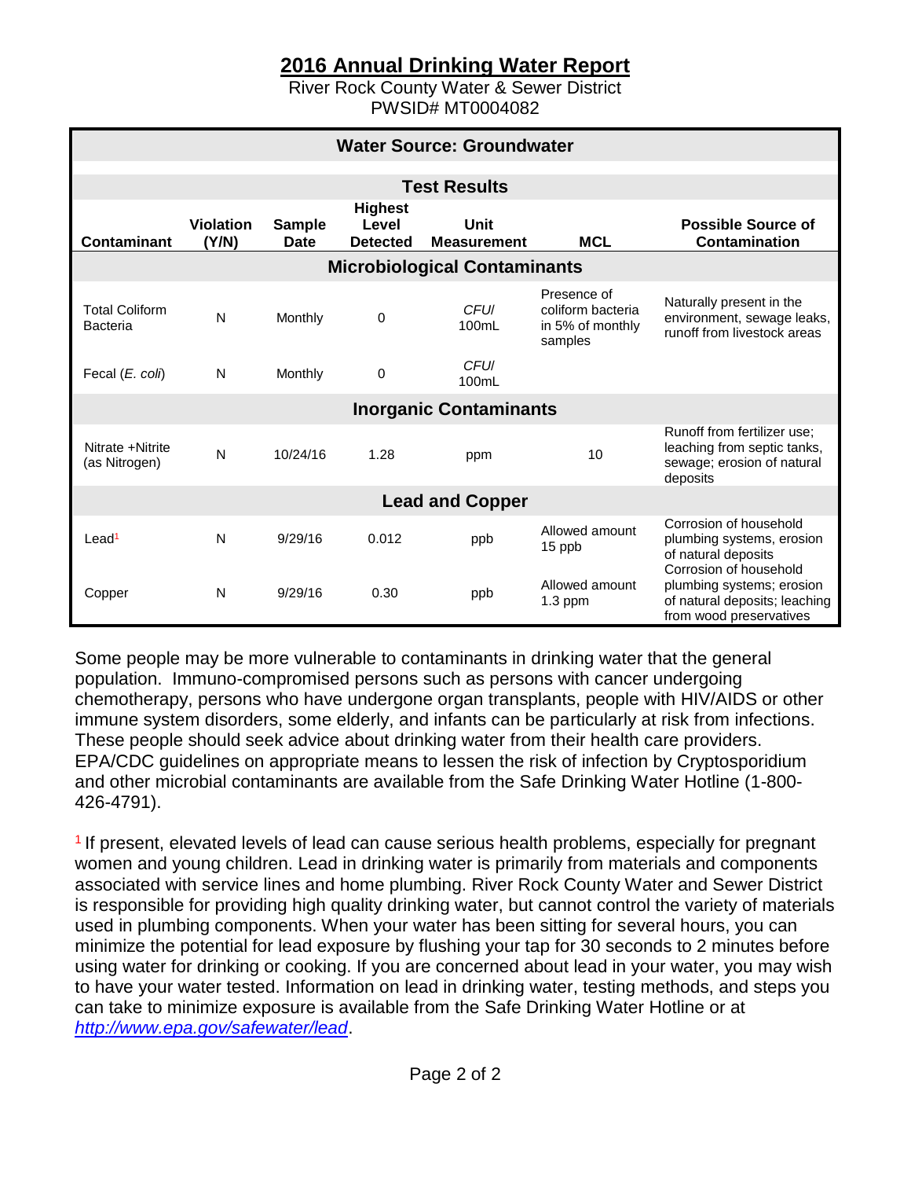# 2016 Annual Drinking Water Report

River Rock County Water & Sewer District
PWSID# MT0004082

| Water Source: Groundwater | | | | | | |
|---|---|---|---|---|---|---|
| **Test Results** | | | | | | |
| **Contaminant** | **Violation (Y/N)** | **Sample Date** | **Highest Level Detected** | **Unit Measurement** | **MCL** | **Possible Source of Contamination** |
| **Microbiological Contaminants** | | | | | | |
| Total Coliform Bacteria | N | Monthly | 0 | *CFU/* 100mL | Presence of coliform bacteria in 5% of monthly samples | Naturally present in the environment, sewage leaks, runoff from livestock areas |
| Fecal (*E. coli*) | N | Monthly | 0 | *CFU/* 100mL | | |
| **Inorganic Contaminants** | | | | | | |
| Nitrate +Nitrite (as Nitrogen) | N | 10/24/16 | 1.28 | ppm | 10 | Runoff from fertilizer use; leaching from septic tanks, sewage; erosion of natural deposits |
| **Lead and Copper** | | | | | | |
| Lead[1] | N | 9/29/16 | 0.012 | ppb | Allowed amount 15 ppb | Corrosion of household plumbing systems, erosion of natural deposits |
| Copper | N | 9/29/16 | 0.30 | ppb | Allowed amount 1.3 ppm | Corrosion of household plumbing systems; erosion of natural deposits; leaching from wood preservatives |

Some people may be more vulnerable to contaminants in drinking water that the general population. Immuno-compromised persons such as persons with cancer undergoing chemotherapy, persons who have undergone organ transplants, people with HIV/AIDS or other immune system disorders, some elderly, and infants can be particularly at risk from infections. These people should seek advice about drinking water from their health care providers. EPA/CDC guidelines on appropriate means to lessen the risk of infection by Cryptosporidium and other microbial contaminants are available from the Safe Drinking Water Hotline (1-800-426-4791).

[1] If present, elevated levels of lead can cause serious health problems, especially for pregnant women and young children. Lead in drinking water is primarily from materials and components associated with service lines and home plumbing. River Rock County Water and Sewer District is responsible for providing high quality drinking water, but cannot control the variety of materials used in plumbing components. When your water has been sitting for several hours, you can minimize the potential for lead exposure by flushing your tap for 30 seconds to 2 minutes before using water for drinking or cooking. If you are concerned about lead in your water, you may wish to have your water tested. Information on lead in drinking water, testing methods, and steps you can take to minimize exposure is available from the Safe Drinking Water Hotline or at *http://www.epa.gov/safewater/lead*.